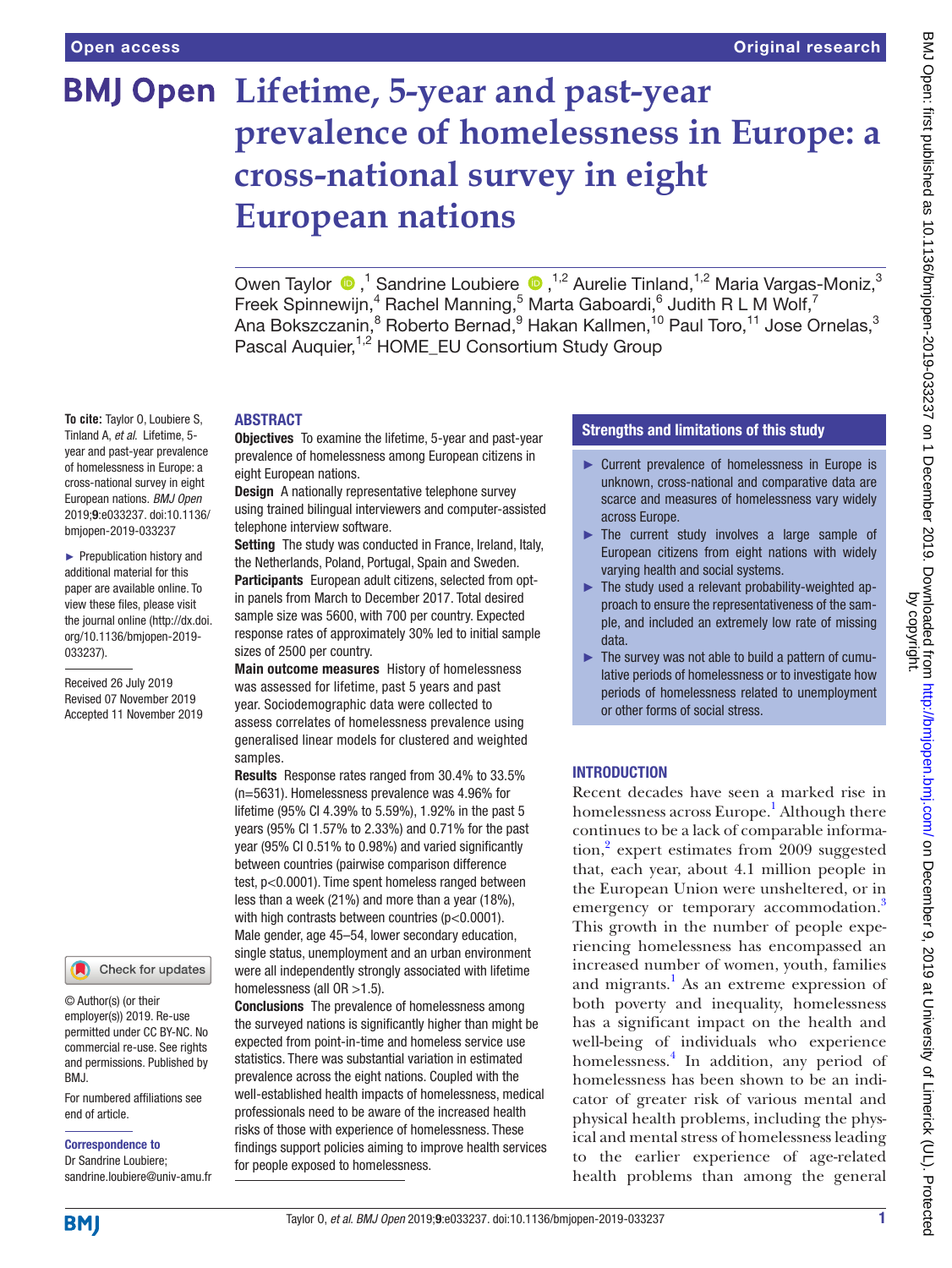Open access

Original research

# Lifetime, 5-year and past-year prevalence of homelessness in Europe: a cross-national survey in eight European nations

Owen Taylor ,[1] Sandrine Loubiere ,[1,2] Aurelie Tinland,[1,2] Maria Vargas-Moniz,[3] Freek Spinnewijn,[4] Rachel Manning,[5] Marta Gaboardi,[6] Judith R L M Wolf,[7] Ana Bokszczanin,[8] Roberto Bernad,[9] Hakan Kallmen,[10] Paul Toro,[11] Jose Ornelas,[3] Pascal Auquier,[1,2] HOME_EU Consortium Study Group

**To cite:** Taylor O, Loubiere S, Tinland A, *et al*. Lifetime, 5-year and past-year prevalence of homelessness in Europe: a cross-national survey in eight European nations. *BMJ Open* 2019;**9**:e033237. doi:10.1136/bmjopen-2019-033237

► Prepublication history and additional material for this paper are available online. To view these files, please visit the journal online (http://dx.doi.org/10.1136/bmjopen-2019-033237).

Received 26 July 2019
Revised 07 November 2019
Accepted 11 November 2019

© Author(s) (or their employer(s)) 2019. Re-use permitted under CC BY-NC. No commercial re-use. See rights and permissions. Published by BMJ.

For numbered affiliations see end of article.

**Correspondence to**
Dr Sandrine Loubiere;
sandrine.loubiere@univ-amu.fr

## ABSTRACT

**Objectives** To examine the lifetime, 5-year and past-year prevalence of homelessness among European citizens in eight European nations.

**Design** A nationally representative telephone survey using trained bilingual interviewers and computer-assisted telephone interview software.

**Setting** The study was conducted in France, Ireland, Italy, the Netherlands, Poland, Portugal, Spain and Sweden.

**Participants** European adult citizens, selected from opt-in panels from March to December 2017. Total desired sample size was 5600, with 700 per country. Expected response rates of approximately 30% led to initial sample sizes of 2500 per country.

**Main outcome measures** History of homelessness was assessed for lifetime, past 5 years and past year. Sociodemographic data were collected to assess correlates of homelessness prevalence using generalised linear models for clustered and weighted samples.

**Results** Response rates ranged from 30.4% to 33.5% (n=5631). Homelessness prevalence was 4.96% for lifetime (95% CI 4.39% to 5.59%), 1.92% in the past 5 years (95% CI 1.57% to 2.33%) and 0.71% for the past year (95% CI 0.51% to 0.98%) and varied significantly between countries (pairwise comparison difference test, p<0.0001). Time spent homeless ranged between less than a week (21%) and more than a year (18%), with high contrasts between countries (p<0.0001). Male gender, age 45–54, lower secondary education, single status, unemployment and an urban environment were all independently strongly associated with lifetime homelessness (all OR >1.5).

**Conclusions** The prevalence of homelessness among the surveyed nations is significantly higher than might be expected from point-in-time and homeless service use statistics. There was substantial variation in estimated prevalence across the eight nations. Coupled with the well-established health impacts of homelessness, medical professionals need to be aware of the increased health risks of those with experience of homelessness. These findings support policies aiming to improve health services for people exposed to homelessness.

## Strengths and limitations of this study

- ► Current prevalence of homelessness in Europe is unknown, cross-national and comparative data are scarce and measures of homelessness vary widely across Europe.
- ► The current study involves a large sample of European citizens from eight nations with widely varying health and social systems.
- ► The study used a relevant probability-weighted approach to ensure the representativeness of the sample, and included an extremely low rate of missing data.
- ► The survey was not able to build a pattern of cumulative periods of homelessness or to investigate how periods of homelessness related to unemployment or other forms of social stress.

## INTRODUCTION

Recent decades have seen a marked rise in homelessness across Europe.[1] Although there continues to be a lack of comparable information,[2] expert estimates from 2009 suggested that, each year, about 4.1 million people in the European Union were unsheltered, or in emergency or temporary accommodation.[3] This growth in the number of people experiencing homelessness has encompassed an increased number of women, youth, families and migrants.[1] As an extreme expression of both poverty and inequality, homelessness has a significant impact on the health and well-being of individuals who experience homelessness.[4] In addition, any period of homelessness has been shown to be an indicator of greater risk of various mental and physical health problems, including the physical and mental stress of homelessness leading to the earlier experience of age-related health problems than among the general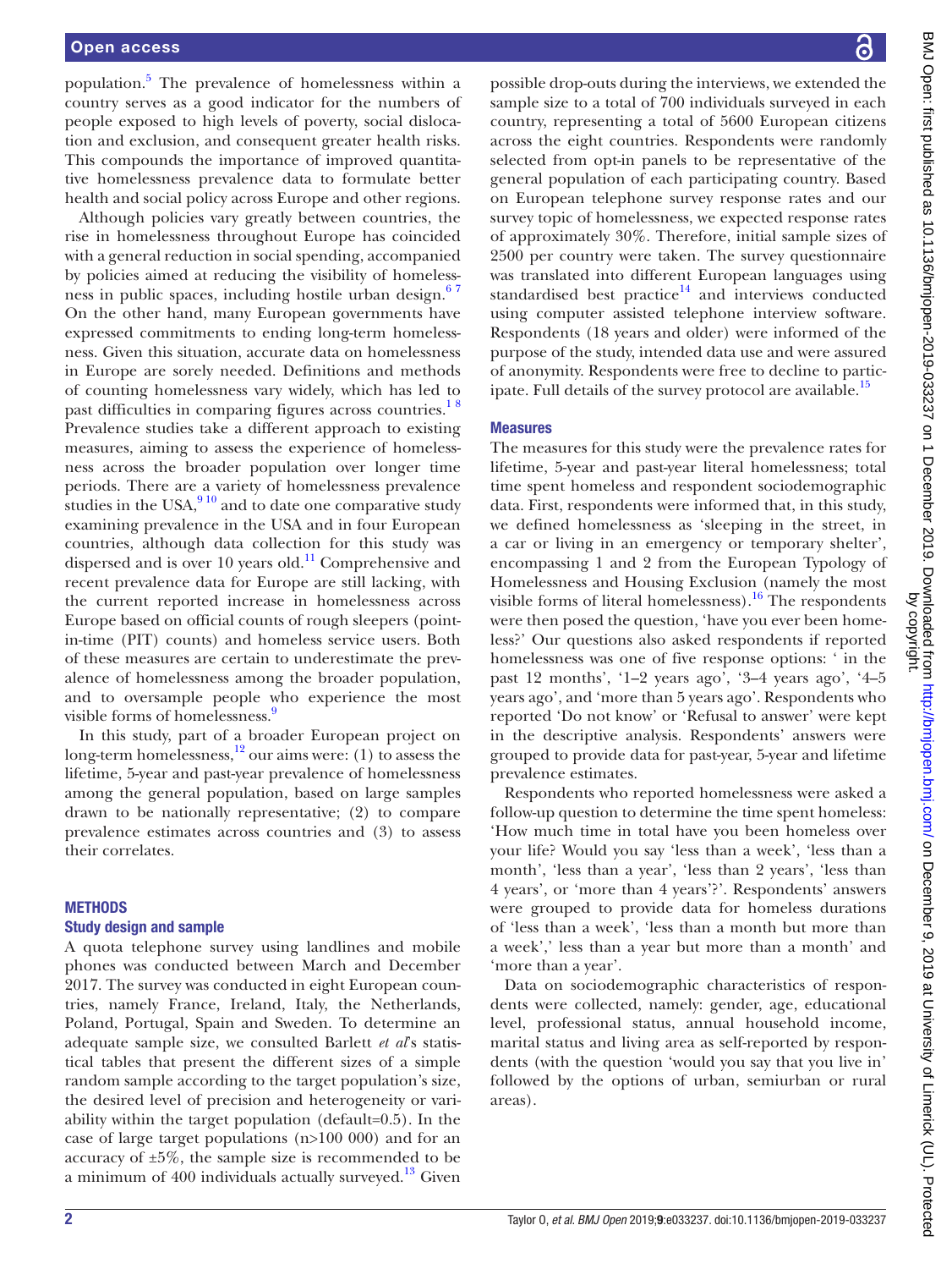population.[5] The prevalence of homelessness within a country serves as a good indicator for the numbers of people exposed to high levels of poverty, social dislocation and exclusion, and consequent greater health risks. This compounds the importance of improved quantitative homelessness prevalence data to formulate better health and social policy across Europe and other regions.

Although policies vary greatly between countries, the rise in homelessness throughout Europe has coincided with a general reduction in social spending, accompanied by policies aimed at reducing the visibility of homelessness in public spaces, including hostile urban design.[6 7] On the other hand, many European governments have expressed commitments to ending long-term homelessness. Given this situation, accurate data on homelessness in Europe are sorely needed. Definitions and methods of counting homelessness vary widely, which has led to past difficulties in comparing figures across countries.[1 8] Prevalence studies take a different approach to existing measures, aiming to assess the experience of homelessness across the broader population over longer time periods. There are a variety of homelessness prevalence studies in the USA,[9 10] and to date one comparative study examining prevalence in the USA and in four European countries, although data collection for this study was dispersed and is over 10 years old.[11] Comprehensive and recent prevalence data for Europe are still lacking, with the current reported increase in homelessness across Europe based on official counts of rough sleepers (point-in-time (PIT) counts) and homeless service users. Both of these measures are certain to underestimate the prevalence of homelessness among the broader population, and to oversample people who experience the most visible forms of homelessness.[9]

In this study, part of a broader European project on long-term homelessness,[12] our aims were: (1) to assess the lifetime, 5-year and past-year prevalence of homelessness among the general population, based on large samples drawn to be nationally representative; (2) to compare prevalence estimates across countries and (3) to assess their correlates.

## METHODS

### Study design and sample

A quota telephone survey using landlines and mobile phones was conducted between March and December 2017. The survey was conducted in eight European countries, namely France, Ireland, Italy, the Netherlands, Poland, Portugal, Spain and Sweden. To determine an adequate sample size, we consulted Barlett *et al*'s statistical tables that present the different sizes of a simple random sample according to the target population's size, the desired level of precision and heterogeneity or variability within the target population (default=0.5). In the case of large target populations (n>100 000) and for an accuracy of ±5%, the sample size is recommended to be a minimum of 400 individuals actually surveyed.[13] Given possible drop-outs during the interviews, we extended the sample size to a total of 700 individuals surveyed in each country, representing a total of 5600 European citizens across the eight countries. Respondents were randomly selected from opt-in panels to be representative of the general population of each participating country. Based on European telephone survey response rates and our survey topic of homelessness, we expected response rates of approximately 30%. Therefore, initial sample sizes of 2500 per country were taken. The survey questionnaire was translated into different European languages using standardised best practice[14] and interviews conducted using computer assisted telephone interview software. Respondents (18 years and older) were informed of the purpose of the study, intended data use and were assured of anonymity. Respondents were free to decline to participate. Full details of the survey protocol are available.[15]

### Measures

The measures for this study were the prevalence rates for lifetime, 5-year and past-year literal homelessness; total time spent homeless and respondent sociodemographic data. First, respondents were informed that, in this study, we defined homelessness as 'sleeping in the street, in a car or living in an emergency or temporary shelter', encompassing 1 and 2 from the European Typology of Homelessness and Housing Exclusion (namely the most visible forms of literal homelessness).[16] The respondents were then posed the question, 'have you ever been homeless?' Our questions also asked respondents if reported homelessness was one of five response options: ' in the past 12 months', '1–2 years ago', '3–4 years ago', '4–5 years ago', and 'more than 5 years ago'. Respondents who reported 'Do not know' or 'Refusal to answer' were kept in the descriptive analysis. Respondents' answers were grouped to provide data for past-year, 5-year and lifetime prevalence estimates.

Respondents who reported homelessness were asked a follow-up question to determine the time spent homeless: 'How much time in total have you been homeless over your life? Would you say 'less than a week', 'less than a month', 'less than a year', 'less than 2 years', 'less than 4 years', or 'more than 4 years'?'. Respondents' answers were grouped to provide data for homeless durations of 'less than a week', 'less than a month but more than a week',' less than a year but more than a month' and 'more than a year'.

Data on sociodemographic characteristics of respondents were collected, namely: gender, age, educational level, professional status, annual household income, marital status and living area as self-reported by respondents (with the question 'would you say that you live in' followed by the options of urban, semiurban or rural areas).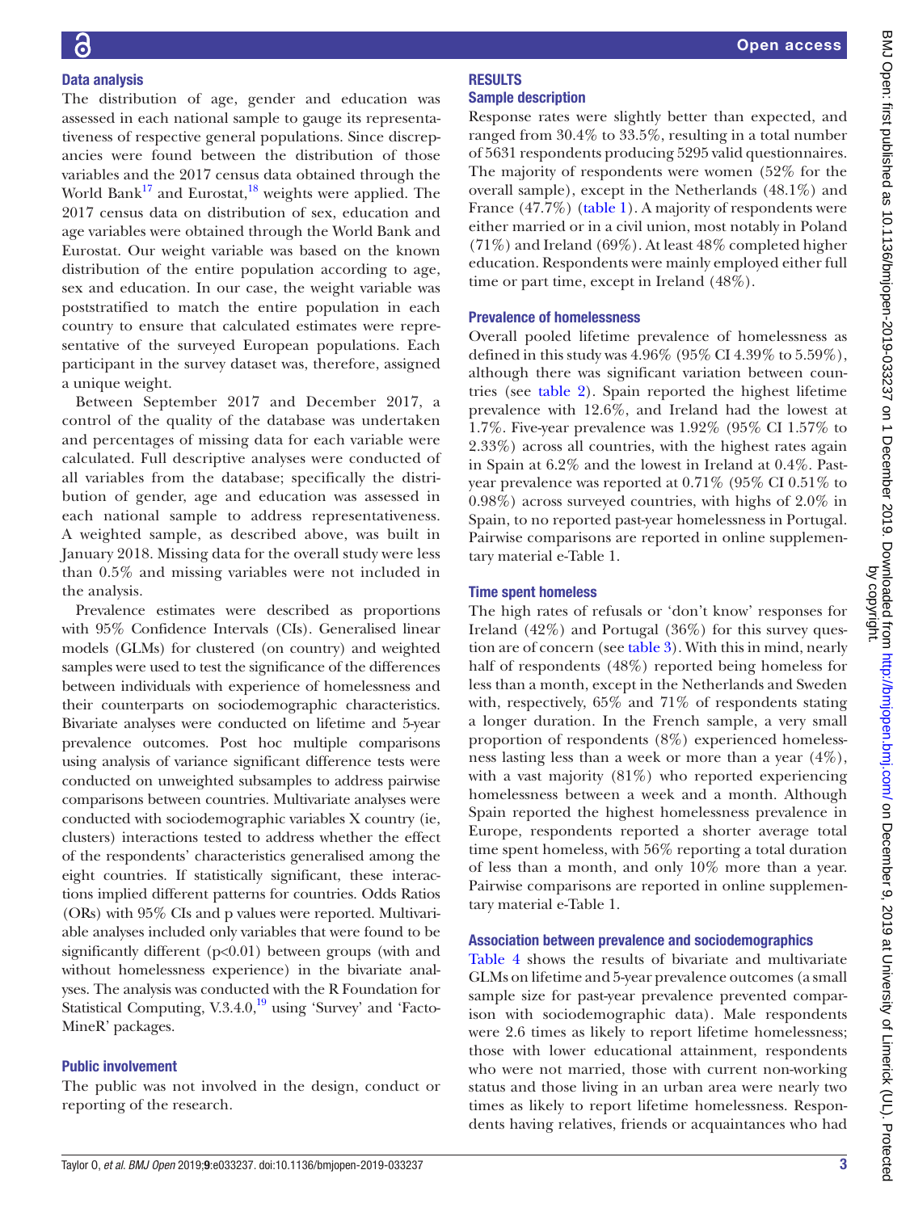## Data analysis

The distribution of age, gender and education was assessed in each national sample to gauge its representativeness of respective general populations. Since discrepancies were found between the distribution of those variables and the 2017 census data obtained through the World Bank[17] and Eurostat,[18] weights were applied. The 2017 census data on distribution of sex, education and age variables were obtained through the World Bank and Eurostat. Our weight variable was based on the known distribution of the entire population according to age, sex and education. In our case, the weight variable was poststratified to match the entire population in each country to ensure that calculated estimates were representative of the surveyed European populations. Each participant in the survey dataset was, therefore, assigned a unique weight.

Between September 2017 and December 2017, a control of the quality of the database was undertaken and percentages of missing data for each variable were calculated. Full descriptive analyses were conducted of all variables from the database; specifically the distribution of gender, age and education was assessed in each national sample to address representativeness. A weighted sample, as described above, was built in January 2018. Missing data for the overall study were less than 0.5% and missing variables were not included in the analysis.

Prevalence estimates were described as proportions with 95% Confidence Intervals (CIs). Generalised linear models (GLMs) for clustered (on country) and weighted samples were used to test the significance of the differences between individuals with experience of homelessness and their counterparts on sociodemographic characteristics. Bivariate analyses were conducted on lifetime and 5-year prevalence outcomes. Post hoc multiple comparisons using analysis of variance significant difference tests were conducted on unweighted subsamples to address pairwise comparisons between countries. Multivariate analyses were conducted with sociodemographic variables X country (ie, clusters) interactions tested to address whether the effect of the respondents' characteristics generalised among the eight countries. If statistically significant, these interactions implied different patterns for countries. Odds Ratios (ORs) with 95% CIs and p values were reported. Multivariable analyses included only variables that were found to be significantly different ($p<0.01$) between groups (with and without homelessness experience) in the bivariate analyses. The analysis was conducted with the R Foundation for Statistical Computing, V.3.4.0,[19] using 'Survey' and 'FactoMineR' packages.

## Public involvement

The public was not involved in the design, conduct or reporting of the research.

# RESULTS

## Sample description

Response rates were slightly better than expected, and ranged from 30.4% to 33.5%, resulting in a total number of 5631 respondents producing 5295 valid questionnaires. The majority of respondents were women (52% for the overall sample), except in the Netherlands (48.1%) and France (47.7%) (table 1). A majority of respondents were either married or in a civil union, most notably in Poland (71%) and Ireland (69%). At least 48% completed higher education. Respondents were mainly employed either full time or part time, except in Ireland (48%).

## Prevalence of homelessness

Overall pooled lifetime prevalence of homelessness as defined in this study was 4.96% (95% CI 4.39% to 5.59%), although there was significant variation between countries (see table 2). Spain reported the highest lifetime prevalence with 12.6%, and Ireland had the lowest at 1.7%. Five-year prevalence was 1.92% (95% CI 1.57% to 2.33%) across all countries, with the highest rates again in Spain at 6.2% and the lowest in Ireland at 0.4%. Past-year prevalence was reported at 0.71% (95% CI 0.51% to 0.98%) across surveyed countries, with highs of 2.0% in Spain, to no reported past-year homelessness in Portugal. Pairwise comparisons are reported in online supplementary material e-Table 1.

## Time spent homeless

The high rates of refusals or 'don't know' responses for Ireland (42%) and Portugal (36%) for this survey question are of concern (see table 3). With this in mind, nearly half of respondents (48%) reported being homeless for less than a month, except in the Netherlands and Sweden with, respectively, 65% and 71% of respondents stating a longer duration. In the French sample, a very small proportion of respondents (8%) experienced homelessness lasting less than a week or more than a year (4%), with a vast majority (81%) who reported experiencing homelessness between a week and a month. Although Spain reported the highest homelessness prevalence in Europe, respondents reported a shorter average total time spent homeless, with 56% reporting a total duration of less than a month, and only 10% more than a year. Pairwise comparisons are reported in online supplementary material e-Table 1.

## Association between prevalence and sociodemographics

Table 4 shows the results of bivariate and multivariate GLMs on lifetime and 5-year prevalence outcomes (a small sample size for past-year prevalence prevented comparison with sociodemographic data). Male respondents were 2.6 times as likely to report lifetime homelessness; those with lower educational attainment, respondents who were not married, those with current non-working status and those living in an urban area were nearly two times as likely to report lifetime homelessness. Respondents having relatives, friends or acquaintances who had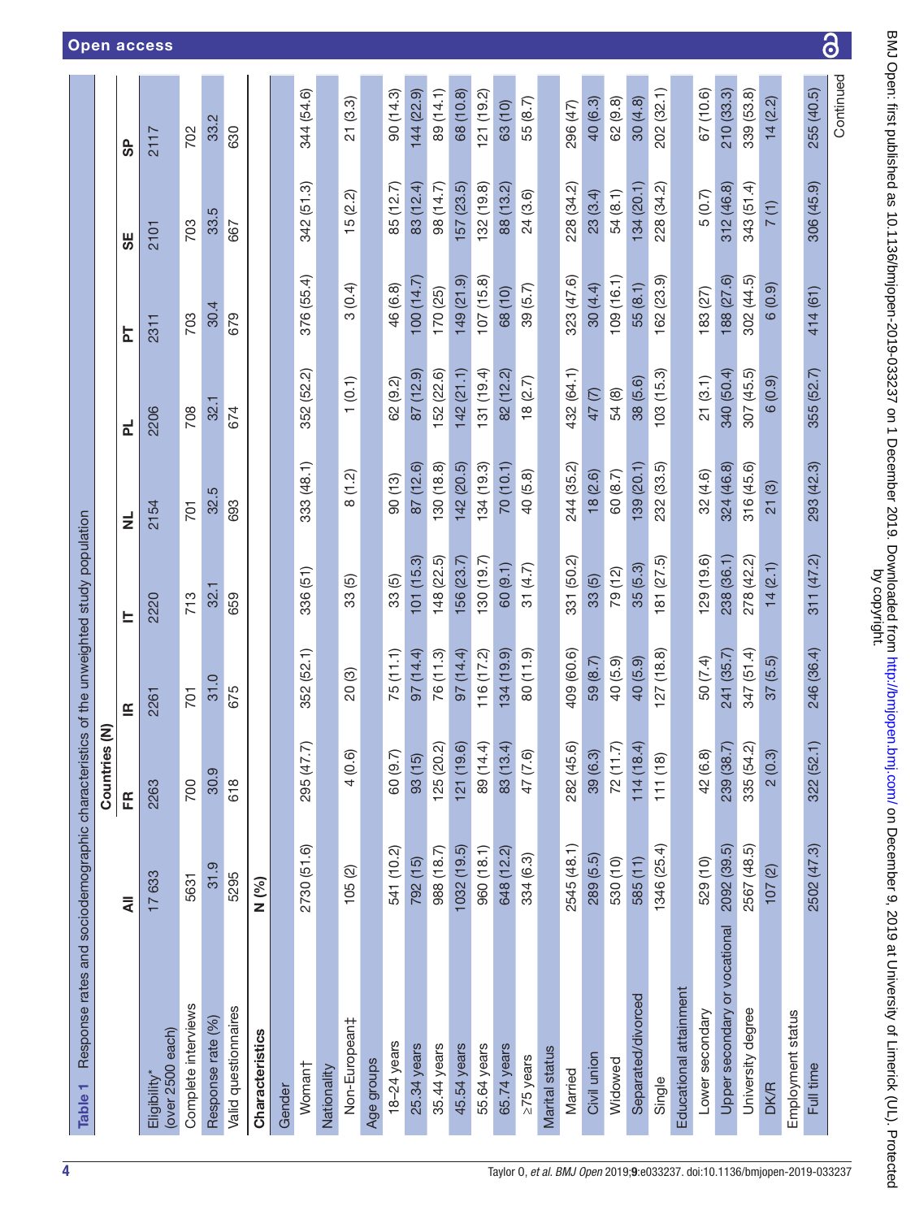**Table 1** Response rates and sociodemographic characteristics of the unweighted study population

| | Countries (N) | | | | | | | | |
|---|---|---|---|---|---|---|---|---|---|
| | All | FR | IR | IT | NL | PL | PT | SE | SP |
| Eligibility* (over 2500 each) | 17 633 | 2263 | 2261 | 2220 | 2154 | 2206 | 2311 | 2101 | 2117 |
| Complete interviews | 5631 | 700 | 701 | 713 | 701 | 708 | 703 | 703 | 702 |
| Response rate (%) | 31.9 | 30.9 | 31.0 | 32.1 | 32.5 | 32.1 | 30.4 | 33.5 | 33.2 |
| Valid questionnaires | 5295 | 618 | 675 | 659 | 693 | 674 | 679 | 667 | 630 |
| **Characteristics** | **N (%)** | | | | | | | | |
| Gender | | | | | | | | | |
| Woman† | 2730 (51.6) | 295 (47.7) | 352 (52.1) | 336 (51) | 333 (48.1) | 352 (52.2) | 376 (55.4) | 342 (51.3) | 344 (54.6) |
| Nationality | | | | | | | | | |
| Non-European‡ | 105 (2) | 4 (0.6) | 20 (3) | 33 (5) | 8 (1.2) | 1 (0.1) | 3 (0.4) | 15 (2.2) | 21 (3.3) |
| Age groups | | | | | | | | | |
| 18–24 years | 541 (10.2) | 60 (9.7) | 75 (11.1) | 33 (5) | 90 (13) | 62 (9.2) | 46 (6.8) | 85 (12.7) | 90 (14.3) |
| 25.34 years | 792 (15) | 93 (15) | 97 (14.4) | 101 (15.3) | 87 (12.6) | 87 (12.9) | 100 (14.7) | 83 (12.4) | 144 (22.9) |
| 35.44 years | 988 (18.7) | 125 (20.2) | 76 (11.3) | 148 (22.5) | 130 (18.8) | 152 (22.6) | 170 (25) | 98 (14.7) | 89 (14.1) |
| 45.54 years | 1032 (19.5) | 121 (19.6) | 97 (14.4) | 156 (23.7) | 142 (20.5) | 142 (21.1) | 149 (21.9) | 157 (23.5) | 68 (10.8) |
| 55.64 years | 960 (18.1) | 89 (14.4) | 116 (17.2) | 130 (19.7) | 134 (19.3) | 131 (19.4) | 107 (15.8) | 132 (19.8) | 121 (19.2) |
| 65.74 years | 648 (12.2) | 83 (13.4) | 134 (19.9) | 60 (9.1) | 70 (10.1) | 82 (12.2) | 68 (10) | 88 (13.2) | 63 (10) |
| ≥75 years | 334 (6.3) | 47 (7.6) | 80 (11.9) | 31 (4.7) | 40 (5.8) | 18 (2.7) | 39 (5.7) | 24 (3.6) | 55 (8.7) |
| Marital status | | | | | | | | | |
| Married | 2545 (48.1) | 282 (45.6) | 409 (60.6) | 331 (50.2) | 244 (35.2) | 432 (64.1) | 323 (47.6) | 228 (34.2) | 296 (47) |
| Civil union | 289 (5.5) | 39 (6.3) | 59 (8.7) | 33 (5) | 18 (2.6) | 47 (7) | 30 (4.4) | 23 (3.4) | 40 (6.3) |
| Widowed | 530 (10) | 72 (11.7) | 40 (5.9) | 79 (12) | 60 (8.7) | 54 (8) | 109 (16.1) | 54 (8.1) | 62 (9.8) |
| Separated/divorced | 585 (11) | 114 (18.4) | 40 (5.9) | 35 (5.3) | 139 (20.1) | 38 (5.6) | 55 (8.1) | 134 (20.1) | 30 (4.8) |
| Single | 1346 (25.4) | 111 (18) | 127 (18.8) | 181 (27.5) | 232 (33.5) | 103 (15.3) | 162 (23.9) | 228 (34.2) | 202 (32.1) |
| Educational attainment | | | | | | | | | |
| Lower secondary | 529 (10) | 42 (6.8) | 50 (7.4) | 129 (19.6) | 32 (4.6) | 21 (3.1) | 183 (27) | 5 (0.7) | 67 (10.6) |
| Upper secondary or vocational | 2092 (39.5) | 239 (38.7) | 241 (35.7) | 238 (36.1) | 324 (46.8) | 340 (50.4) | 188 (27.6) | 312 (46.8) | 210 (33.3) |
| University degree | 2567 (48.5) | 335 (54.2) | 347 (51.4) | 278 (42.2) | 316 (45.6) | 307 (45.5) | 302 (44.5) | 343 (51.4) | 339 (53.8) |
| DK/R | 107 (2) | 2 (0.3) | 37 (5.5) | 14 (2.1) | 21 (3) | 6 (0.9) | 6 (0.9) | 7 (1) | 14 (2.2) |
| Employment status | | | | | | | | | |
| Full time | 2502 (47.3) | 322 (52.1) | 246 (36.4) | 311 (47.2) | 293 (42.3) | 355 (52.7) | 414 (61) | 306 (45.9) | 255 (40.5) |

Continued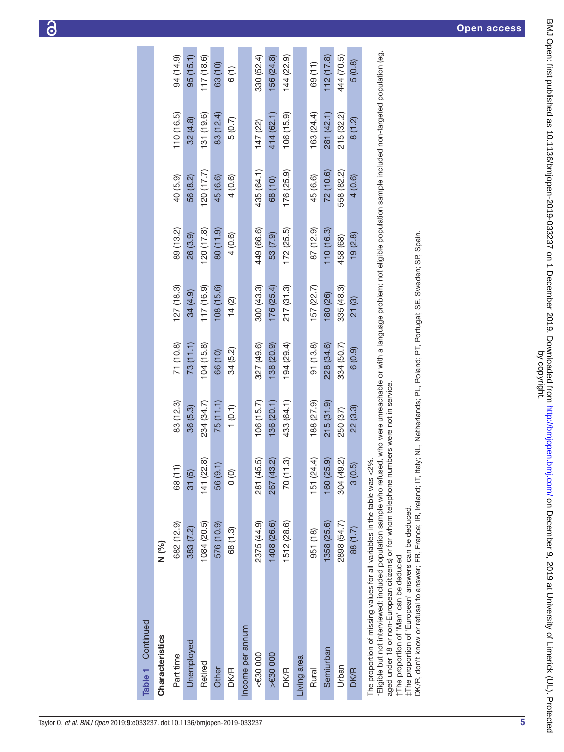**Table 1** Continued

| Characteristics | N (%) | | | | | | | |
|---|---|---|---|---|---|---|---|---|
| Part time | 682 (12.9) | 68 (11) | 83 (12.3) | 71 (10.8) | 127 (18.3) | 89 (13.2) | 40 (5.9) | 110 (16.5) | 94 (14.9) |
| Unemployed | 383 (7.2) | 31 (5) | 36 (5.3) | 73 (11.1) | 34 (4.9) | 26 (3.9) | 56 (8.2) | 32 (4.8) | 95 (15.1) |
| Retired | 1084 (20.5) | 141 (22.8) | 234 (34.7) | 104 (15.8) | 117 (16.9) | 120 (17.8) | 120 (17.7) | 131 (19.6) | 117 (18.6) |
| Other | 576 (10.9) | 56 (9.1) | 75 (11.1) | 66 (10) | 108 (15.6) | 80 (11.9) | 45 (6.6) | 83 (12.4) | 63 (10) |
| DK/R | 68 (1.3) | 0 (0) | 1 (0.1) | 34 (5.2) | 14 (2) | 4 (0.6) | 4 (0.6) | 5 (0.7) | 6 (1) |
| Income per annum | | | | | | | | | |
| <€30 000 | 2375 (44.9) | 281 (45.5) | 106 (15.7) | 327 (49.6) | 300 (43.3) | 449 (66.6) | 435 (64.1) | 147 (22) | 330 (52.4) |
| >€30 000 | 1408 (26.6) | 267 (43.2) | 136 (20.1) | 138 (20.9) | 176 (25.4) | 53 (7.9) | 68 (10) | 414 (62.1) | 156 (24.8) |
| DK/R | 1512 (28.6) | 70 (11.3) | 433 (64.1) | 194 (29.4) | 217 (31.3) | 172 (25.5) | 176 (25.9) | 106 (15.9) | 144 (22.9) |
| Living area | | | | | | | | | |
| Rural | 951 (18) | 151 (24.4) | 188 (27.9) | 91 (13.8) | 157 (22.7) | 87 (12.9) | 45 (6.6) | 163 (24.4) | 69 (11) |
| Semiurban | 1358 (25.6) | 160 (25.9) | 215 (31.9) | 228 (34.6) | 180 (26) | 110 (16.3) | 72 (10.6) | 281 (42.1) | 112 (17.8) |
| Urban | 2898 (54.7) | 304 (49.2) | 250 (37) | 334 (50.7) | 335 (48.3) | 458 (68) | 558 (82.2) | 215 (32.2) | 444 (70.5) |
| DK/R | 88 (1.7) | 3 (0.5) | 22 (3.3) | 6 (0.9) | 21 (3) | 19 (2.8) | 4 (0.6) | 8 (1.2) | 5 (0.8) |

The proportion of missing values for all variables in the table was <2%.

*Eligible but not interviewed: included population sample who refused, who were unreachable or with a language problem; not eligible population sample included non-targeted population (eg, aged under 18 or non-European citizens) or for whom telephone numbers were not in service.

†The proportion of 'Man' can be deduced

‡The proportion of 'European' answers can be deduced.

DK/R, don't know or refusal to answer; FR, France; IR, Ireland; IT, Italy; NL, Netherlands; PL, Poland; PT, Portugal; SE, Sweden; SP, Spain.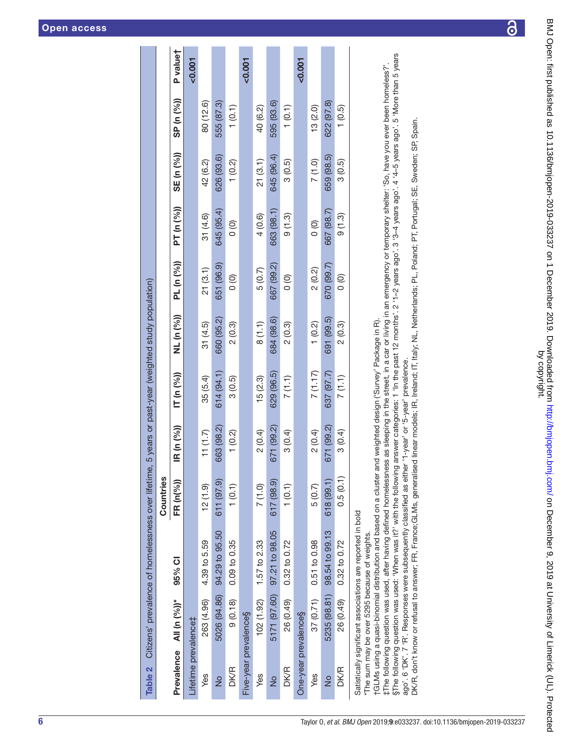**Table 2** Citizens' prevalence of homelessness over lifetime, 5 years or past-year (weighted study population)

| Prevalence | All (n (%))* | 95% CI | Countries | | | | | | | | P value† |
|---|---|---|---|---|---|---|---|---|---|---|---|
| | | | FR (n(%)) | IR (n (%)) | IT (n (%)) | NL (n (%)) | PL (n (%)) | PT (n (%)) | SE (n (%)) | SP (n (%)) | |
| Lifetime prevalence‡ | | | | | | | | | | | **<0.001** |
| Yes | 263 (4.96) | 4.39 to 5.59 | 12 (1.9) | 11 (1.7) | 35 (5.4) | 31 (4.5) | 21 (3.1) | 31 (4.6) | 42 (6.2) | 80 (12.6) | |
| No | 5026 (94.86) | 94.29 to 95.50 | 611 (97.9) | 663 (98.2) | 614 (94.1) | 660 (95.2) | 651 (96.9) | 645 (95.4) | 626 (93.6) | 555 (87.3) | |
| DK/R | 9 (0.18) | 0.09 to 0.35 | 1 (0.1) | 1 (0.2) | 3 (0.5) | 2 (0.3) | 0 (0) | 0 (0) | 1 (0.2) | 1 (0.1) | |
| Five-year prevalence§ | | | | | | | | | | | **<0.001** |
| Yes | 102 (1.92) | 1.57 to 2.33 | 7 (1.0) | 2 (0.4) | 15 (2.3) | 8 (1.1) | 5 (0.7) | 4 (0.6) | 21 (3.1) | 40 (6.2) | |
| No | 5171 (97.60) | 97.21 to 98.05 | 617 (98.9) | 671 (99.2) | 629 (96.5) | 684 (98.6) | 667 (99.2) | 663 (98.1) | 645 (96.4) | 595 (93.6) | |
| DK/R | 26 (0.49) | 0.32 to 0.72 | 1 (0.1) | 3 (0.4) | 7 (1.1) | 2 (0.3) | 0 (0) | 9 (1.3) | 3 (0.5) | 1 (0.1) | |
| One-year prevalence§ | | | | | | | | | | | **<0.001** |
| Yes | 37 (0.71) | 0.51 to 0.98 | 5 (0.7) | 2 (0.4) | 7 (1.17) | 1 (0.2) | 2 (0.2) | 0 (0) | 7 (1.0) | 13 (2.0) | |
| No | 5235 (98.81) | 98.54 to 99.13 | 618 (99.1) | 671 (99.2) | 637 (97.7) | 691 (99.5) | 670 (99.7) | 667 (98.7) | 659 (98.5) | 622 (97.8) | |
| DK/R | 26 (0.49) | 0.32 to 0.72 | 0.5 (0.1) | 3 (0.4) | 7 (1.1) | 2 (0.3) | 0 (0) | 9 (1.3) | 3 (0.5) | 1 (0.5) | |

Satistically significant associations are reported in bold

*The sum may be over 5295 because of weights.

†GLMs using a quasi-binomial distribution and based on a cluster and weighted design ('Survey' Package in R).

‡The following question was used, after having defined homelessness as sleeping in the street, in a car or living in an emergency or temporary shelter: 'So, have you ever been homeless?'.

§The following question was used: 'When was it?' with the following answer categories: 1 'In the past 12 months'. 2 '1–2 years ago'. 3 '3–4 years ago'. 4 '4–5 years ago'. 5 'More than 5 years ago'. 6 'DK'. 7 'R'. Responses were subsequently classified as either '1-year' or '5-year' prevalence.

DK/R, don't know or refusal to answer; FR, France;GLMs, generalised linear models; IR, Ireland; IT, Italy; NL, Netherlands; PL, Poland; PT, Portugal; SE, Sweden; SP, Spain.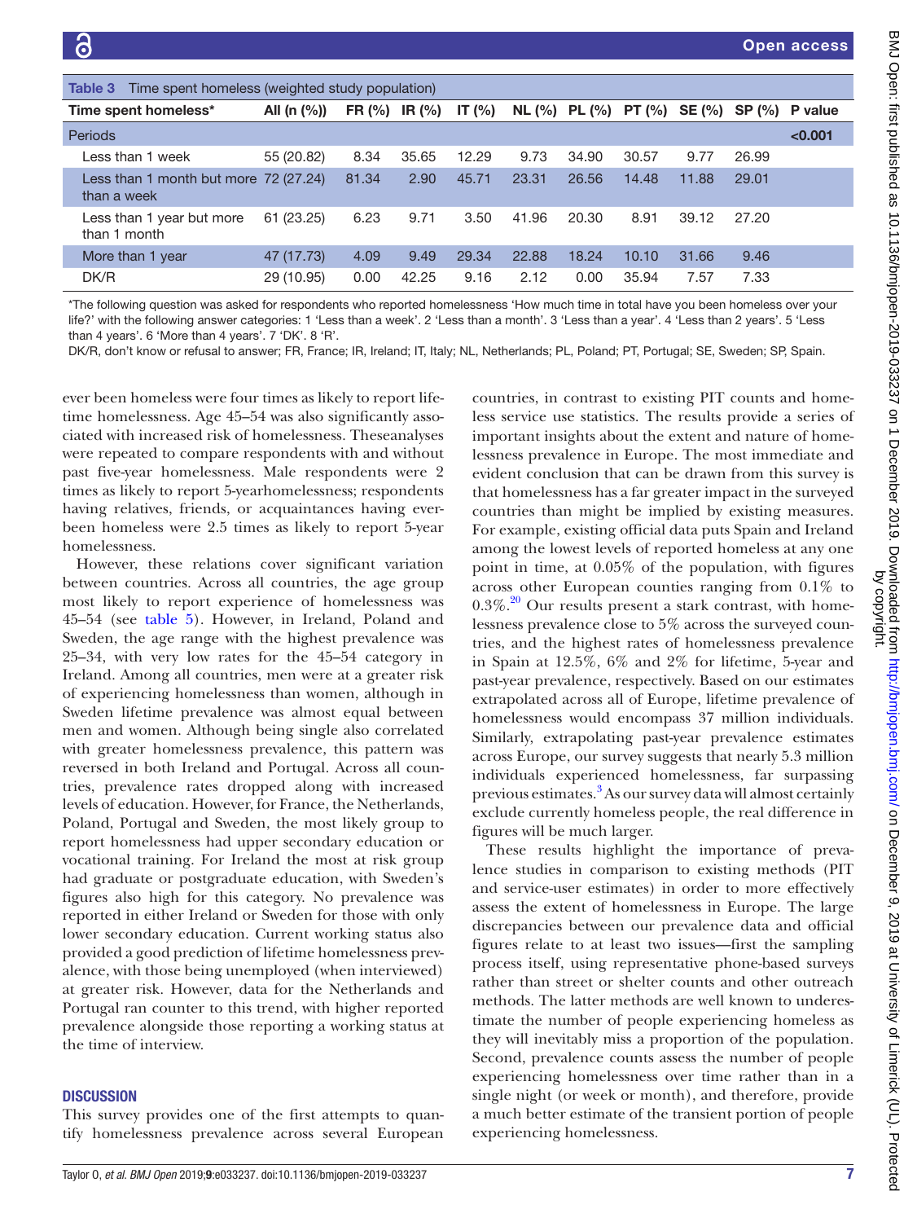**Table 3** Time spent homeless (weighted study population)

| Time spent homeless* | All (n (%)) | FR (%) | IR (%) | IT (%) | NL (%) | PL (%) | PT (%) | SE (%) | SP (%) | P value |
|---|---|---|---|---|---|---|---|---|---|---|
| Periods | | | | | | | | | | <0.001 |
| Less than 1 week | 55 (20.82) | 8.34 | 35.65 | 12.29 | 9.73 | 34.90 | 30.57 | 9.77 | 26.99 | |
| Less than 1 month but more than a week | 72 (27.24) | 81.34 | 2.90 | 45.71 | 23.31 | 26.56 | 14.48 | 11.88 | 29.01 | |
| Less than 1 year but more than 1 month | 61 (23.25) | 6.23 | 9.71 | 3.50 | 41.96 | 20.30 | 8.91 | 39.12 | 27.20 | |
| More than 1 year | 47 (17.73) | 4.09 | 9.49 | 29.34 | 22.88 | 18.24 | 10.10 | 31.66 | 9.46 | |
| DK/R | 29 (10.95) | 0.00 | 42.25 | 9.16 | 2.12 | 0.00 | 35.94 | 7.57 | 7.33 | |

*The following question was asked for respondents who reported homelessness 'How much time in total have you been homeless over your life?' with the following answer categories: 1 'Less than a week'. 2 'Less than a month'. 3 'Less than a year'. 4 'Less than 2 years'. 5 'Less than 4 years'. 6 'More than 4 years'. 7 'DK'. 8 'R'.

DK/R, don't know or refusal to answer; FR, France; IR, Ireland; IT, Italy; NL, Netherlands; PL, Poland; PT, Portugal; SE, Sweden; SP, Spain.

ever been homeless were four times as likely to report lifetime homelessness. Age 45–54 was also significantly associated with increased risk of homelessness. Theseanalyses were repeated to compare respondents with and without past five-year homelessness. Male respondents were 2 times as likely to report 5-yearhomelessness; respondents having relatives, friends, or acquaintances having ever-been homeless were 2.5 times as likely to report 5-year homelessness.

However, these relations cover significant variation between countries. Across all countries, the age group most likely to report experience of homelessness was 45–54 (see table 5). However, in Ireland, Poland and Sweden, the age range with the highest prevalence was 25–34, with very low rates for the 45–54 category in Ireland. Among all countries, men were at a greater risk of experiencing homelessness than women, although in Sweden lifetime prevalence was almost equal between men and women. Although being single also correlated with greater homelessness prevalence, this pattern was reversed in both Ireland and Portugal. Across all countries, prevalence rates dropped along with increased levels of education. However, for France, the Netherlands, Poland, Portugal and Sweden, the most likely group to report homelessness had upper secondary education or vocational training. For Ireland the most at risk group had graduate or postgraduate education, with Sweden's figures also high for this category. No prevalence was reported in either Ireland or Sweden for those with only lower secondary education. Current working status also provided a good prediction of lifetime homelessness prevalence, with those being unemployed (when interviewed) at greater risk. However, data for the Netherlands and Portugal ran counter to this trend, with higher reported prevalence alongside those reporting a working status at the time of interview.

## DISCUSSION

This survey provides one of the first attempts to quantify homelessness prevalence across several European countries, in contrast to existing PIT counts and homeless service use statistics. The results provide a series of important insights about the extent and nature of homelessness prevalence in Europe. The most immediate and evident conclusion that can be drawn from this survey is that homelessness has a far greater impact in the surveyed countries than might be implied by existing measures. For example, existing official data puts Spain and Ireland among the lowest levels of reported homeless at any one point in time, at 0.05% of the population, with figures across other European counties ranging from 0.1% to 0.3%.[20] Our results present a stark contrast, with homelessness prevalence close to 5% across the surveyed countries, and the highest rates of homelessness prevalence in Spain at 12.5%, 6% and 2% for lifetime, 5-year and past-year prevalence, respectively. Based on our estimates extrapolated across all of Europe, lifetime prevalence of homelessness would encompass 37 million individuals. Similarly, extrapolating past-year prevalence estimates across Europe, our survey suggests that nearly 5.3 million individuals experienced homelessness, far surpassing previous estimates.[3] As our survey data will almost certainly exclude currently homeless people, the real difference in figures will be much larger.

These results highlight the importance of prevalence studies in comparison to existing methods (PIT and service-user estimates) in order to more effectively assess the extent of homelessness in Europe. The large discrepancies between our prevalence data and official figures relate to at least two issues—first the sampling process itself, using representative phone-based surveys rather than street or shelter counts and other outreach methods. The latter methods are well known to underestimate the number of people experiencing homeless as they will inevitably miss a proportion of the population. Second, prevalence counts assess the number of people experiencing homelessness over time rather than in a single night (or week or month), and therefore, provide a much better estimate of the transient portion of people experiencing homelessness.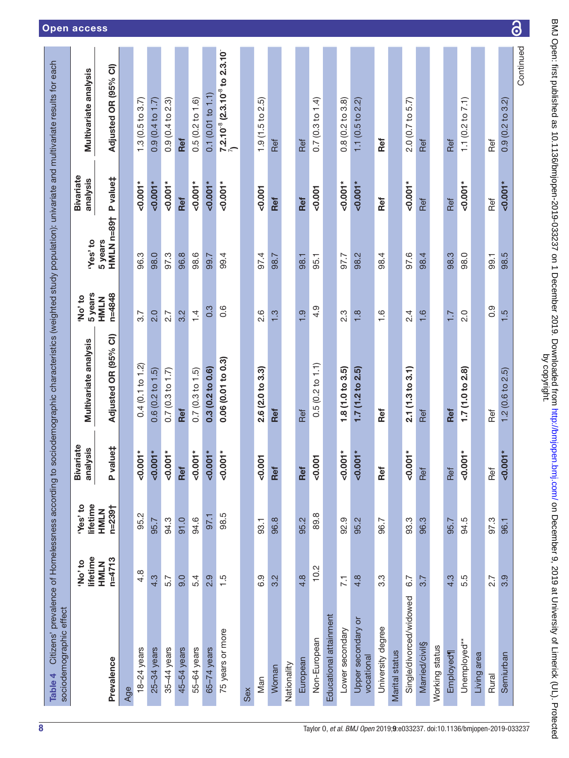Table 4 Citizens' prevalence of Homelessness according to sociodemographic characteristics (weighted study population): univariate and multivariate results for each sociodemographic effect

| Prevalence | 'No' to lifetime HMLN n=4713 | 'Yes' to lifetime HMLN n=239† | Bivariate analysis P value‡ | Multivariate analysis Adjusted OR (95% CI) | 'No' to 5 years HMLN n=4848 | 'Yes' to 5 years HMLN n=89† | Bivariate analysis P value‡ | Multivariate analysis Adjusted OR (95% CI) |
|---|---|---|---|---|---|---|---|---|
| Age | | | | | | | | |
| 18–24 years | 4.8 | 95.2 | <0.001* | 0.4 (0.1 to 1.2) | 3.7 | 96.3 | <0.001* | 1.3 (0.5 to 3.7) |
| 25–34 years | 4.3 | 95.7 | <0.001* | 0.6 (0.2 to 1.5) | 2.0 | 98.0 | <0.001* | 0.9 (0.4 to 1.7) |
| 35–44 years | 5.7 | 94.3 | <0.001* | 0.7 (0.3 to 1.7) | 2.7 | 97.3 | <0.001* | 0.9 (0.4 to 2.3) |
| 45–54 years | 9.0 | 91.0 | **Ref** | **Ref** | 3.2 | 96.8 | **Ref** | **Ref** |
| 55–64 years | 5.4 | 94.6 | <0.001* | 0.7 (0.3 to 1.5) | 1.4 | 98.6 | <0.001* | 0.5 (0.2 to 1.6) |
| 65–74 years | 2.9 | 97.1 | **<0.001*** | **0.3 (0.2 to 0.6)** | 0.3 | 99.7 | **<0.001*** | 0.1 (0.01 to 1.1) |
| 75 years or more | 1.5 | 98.5 | **<0.001*** | **0.06 (0.01 to 0.3)** | 0.6 | 99.4 | <0.001* | **7.2.10$^{-8}$ (2.3.10$^{-8}$ to 2.3.10$^{-7}$)** |
| Sex | | | | | | | | |
| Man | 6.9 | 93.1 | **<0.001** | **2.6 (2.0 to 3.3)** | 2.6 | 97.4 | **<0.001** | 1.9 (1.5 to 2.5) |
| Woman | 3.2 | 96.8 | **Ref** | **Ref** | 1.3 | 98.7 | **Ref** | Ref |
| Nationality | | | | | | | | |
| European | 4.8 | 95.2 | **Ref** | Ref | 1.9 | 98.1 | **Ref** | Ref |
| Non-European | 10.2 | 89.8 | **<0.001** | 0.5 (0.2 to 1.1) | 4.9 | 95.1 | **<0.001** | 0.7 (0.3 to 1.4) |
| Educational attainment | | | | | | | | |
| Lower secondary | 7.1 | 92.9 | **<0.001*** | **1.8 (1.0 to 3.5)** | 2.3 | 97.7 | **<0.001*** | 0.8 (0.2 to 3.8) |
| Upper secondary or vocational | 4.8 | 95.2 | **<0.001*** | **1.7 (1.2 to 2.5)** | 1.8 | 98.2 | **<0.001*** | 1.1 (0.5 to 2.2) |
| University degree | 3.3 | 96.7 | **Ref** | **Ref** | 1.6 | 98.4 | **Ref** | **Ref** |
| Marital status | | | | | | | | |
| Single/divorced/widowed | 6.7 | 93.3 | **<0.001*** | **2.1 (1.3 to 3.1)** | 2.4 | 97.6 | **<0.001*** | 2.0 (0.7 to 5.7) |
| Married/civil§ | 3.7 | 96.3 | Ref | Ref | 1.6 | 98.4 | Ref | Ref |
| Working status | | | | | | | | |
| Employed¶ | 4.3 | 95.7 | Ref | **Ref** | 1.7 | 98.3 | Ref | Ref |
| Unemployed** | 5.5 | 94.5 | **<0.001*** | **1.7 (1.0 to 2.8)** | 2.0 | 98.0 | **<0.001*** | 1.1 (0.2 to 7.1) |
| Living area | | | | | | | | |
| Rural | 2.7 | 97.3 | Ref | Ref | 0.9 | 99.1 | Ref | Ref |
| Semiurban | 3.9 | 96.1 | **<0.001*** | 1.2 (0.6 to 2.5) | 1.5 | 98.5 | **<0.001*** | 0.9 (0.2 to 3.2) |

Continued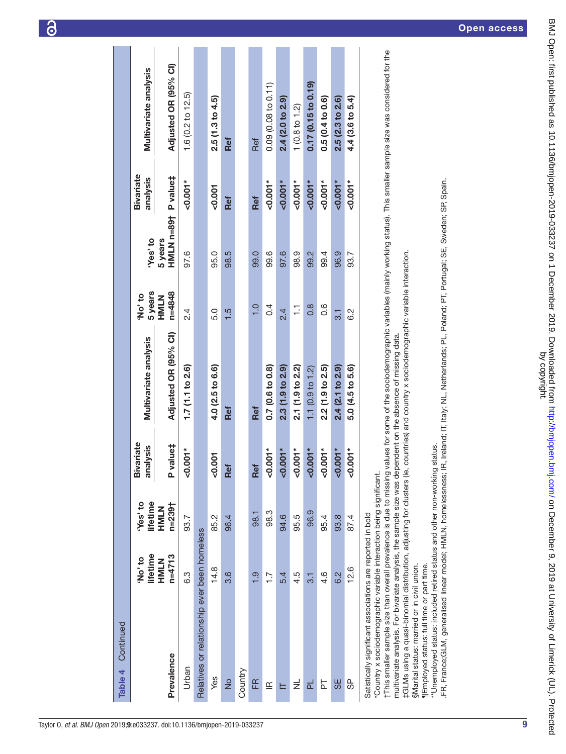**Table 4** Continued

| Prevalence | 'No' to lifetime HMLN n=4713 | 'Yes' to lifetime HMLN n=239† | Bivariate analysis P value‡ | Multivariate analysis Adjusted OR (95% CI) | 'No' to 5 years HMLN n=4848 | 'Yes' to 5 years HMLN n=89† | Bivariate analysis P value‡ | Multivariate analysis Adjusted OR (95% CI) |
|---|---|---|---|---|---|---|---|---|
| Urban | 6.3 | 93.7 | <0.001* | **1.7 (1.1 to 2.6)** | 2.4 | 97.6 | <0.001* | 1.6 (0.2 to 12.5) |
| Relatives or relationship ever been homeless | | | | | | | | |
| Yes | 14.8 | 85.2 | <0.001 | **4.0 (2.5 to 6.6)** | 5.0 | 95.0 | <0.001 | **2.5 (1.3 to 4.5)** |
| No | 3.6 | 96.4 | Ref | Ref | 1.5 | 98.5 | Ref | Ref |
| Country | | | | | | | | |
| FR | 1.9 | 98.1 | Ref | Ref | 1.0 | 99.0 | Ref | Ref |
| IR | 1.7 | 98.3 | <0.001* | **0.7 (0.6 to 0.8)** | 0.4 | 99.6 | <0.001* | 0.09 (0.08 to 0.11) |
| IT | 5.4 | 94.6 | <0.001* | **2.3 (1.9 to 2.9)** | 2.4 | 97.6 | <0.001* | **2.4 (2.0 to 2.9)** |
| NL | 4.5 | 95.5 | <0.001* | **2.1 (1.9 to 2.2)** | 1.1 | 98.9 | <0.001* | 1 (0.8 to 1.2) |
| PL | 3.1 | 96.9 | <0.001* | 1.1 (0.9 to 1.2) | 0.8 | 99.2 | <0.001* | **0.17 (0.15 to 0.19)** |
| PT | 4.6 | 95.4 | <0.001* | **2.2 (1.9 to 2.5)** | 0.6 | 99.4 | <0.001* | **0.5 (0.4 to 0.6)** |
| SE | 6.2 | 93.8 | <0.001* | **2.4 (2.1 to 2.9)** | 3.1 | 96.9 | <0.001* | **2.5 (2.3 to 2.6)** |
| SP | 12.6 | 87.4 | <0.001* | **5.0 (4.5 to 5.6)** | 6.2 | 93.7 | <0.001* | **4.4 (3.6 to 5.4)** |

Satistically significant associations are reported in bold

*Country x sociodemographic variable interaction being significant.

†This smaller sample size than overall prevalence is due to missing values for some of the sociodemographic variables (mainly working status). This smaller sample size was considered for the multivariate analysis. For bivariate analysis, the sample size was dependent on the absence of missing data.

‡GLMs using a quasi-binomial distribution, adjusting for clusters (ie, countries) and country x sociodemographic variable interaction.

§Marital status: married or in civil union.

¶Employed status: full time or part time.

**Unemployed status: included retired status and other non-working status.

.FR, France;GLM, generalised linear model; HMLN, homelessness; IR, Ireland; IT, Italy; NL, Netherlands; PL, Poland; PT, Portugal; SE, Sweden; SP, Spain.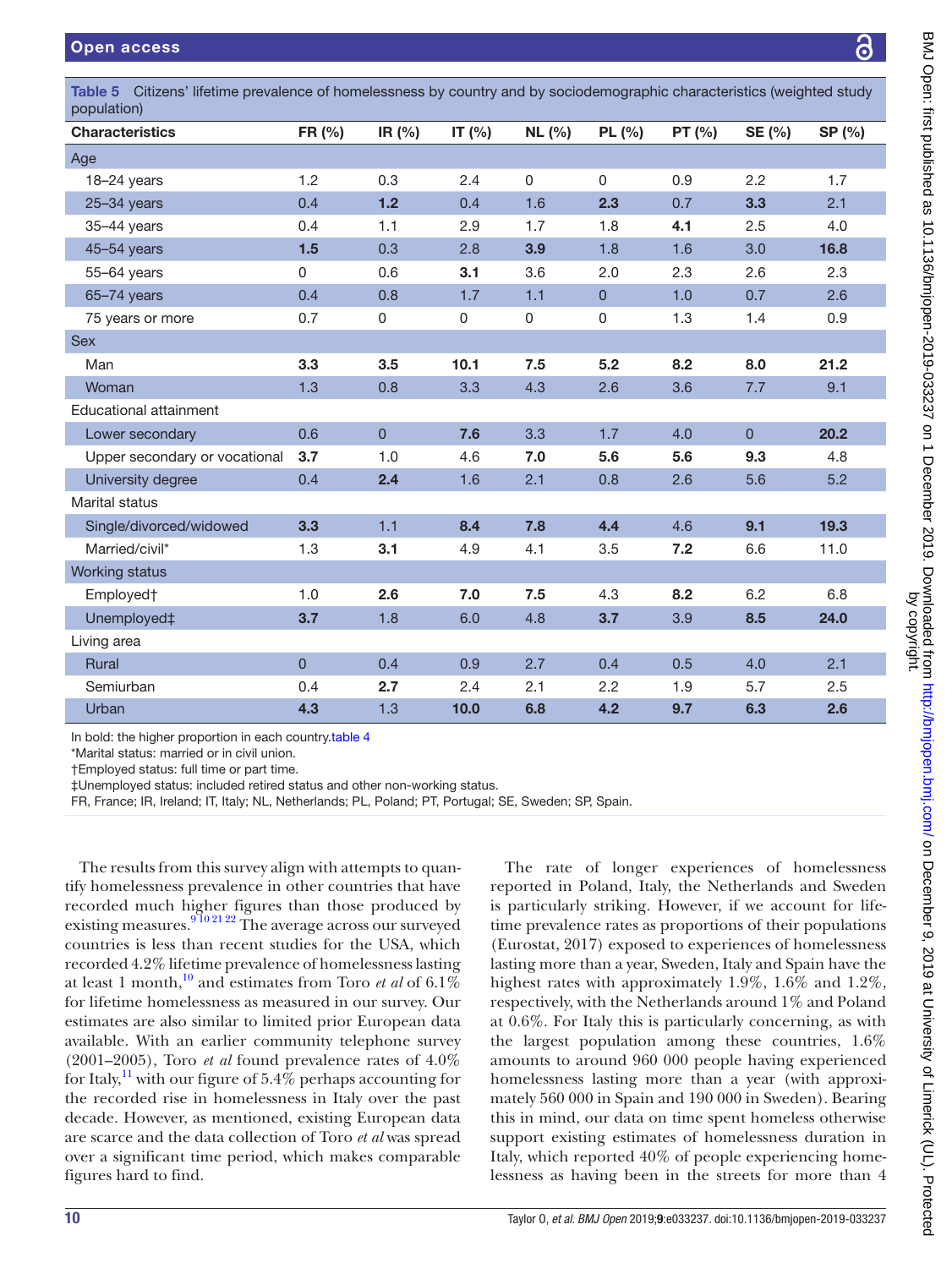**Table 5** Citizens' lifetime prevalence of homelessness by country and by sociodemographic characteristics (weighted study population)

| Characteristics | FR (%) | IR (%) | IT (%) | NL (%) | PL (%) | PT (%) | SE (%) | SP (%) |
|---|---|---|---|---|---|---|---|---|
| Age | | | | | | | | |
| 18–24 years | 1.2 | 0.3 | 2.4 | 0 | 0 | 0.9 | 2.2 | 1.7 |
| 25–34 years | 0.4 | **1.2** | 0.4 | 1.6 | **2.3** | 0.7 | **3.3** | 2.1 |
| 35–44 years | 0.4 | 1.1 | 2.9 | 1.7 | 1.8 | **4.1** | 2.5 | 4.0 |
| 45–54 years | **1.5** | 0.3 | 2.8 | **3.9** | 1.8 | 1.6 | 3.0 | **16.8** |
| 55–64 years | 0 | 0.6 | **3.1** | 3.6 | 2.0 | 2.3 | 2.6 | 2.3 |
| 65–74 years | 0.4 | 0.8 | 1.7 | 1.1 | 0 | 1.0 | 0.7 | 2.6 |
| 75 years or more | 0.7 | 0 | 0 | 0 | 0 | 1.3 | 1.4 | 0.9 |
| Sex | | | | | | | | |
| Man | **3.3** | **3.5** | **10.1** | **7.5** | **5.2** | **8.2** | **8.0** | **21.2** |
| Woman | 1.3 | 0.8 | 3.3 | 4.3 | 2.6 | 3.6 | 7.7 | 9.1 |
| Educational attainment | | | | | | | | |
| Lower secondary | 0.6 | 0 | **7.6** | 3.3 | 1.7 | 4.0 | 0 | **20.2** |
| Upper secondary or vocational | **3.7** | 1.0 | 4.6 | **7.0** | **5.6** | **5.6** | **9.3** | 4.8 |
| University degree | 0.4 | **2.4** | 1.6 | 2.1 | 0.8 | 2.6 | 5.6 | 5.2 |
| Marital status | | | | | | | | |
| Single/divorced/widowed | **3.3** | 1.1 | **8.4** | **7.8** | **4.4** | 4.6 | **9.1** | **19.3** |
| Married/civil* | 1.3 | **3.1** | 4.9 | 4.1 | 3.5 | **7.2** | 6.6 | 11.0 |
| Working status | | | | | | | | |
| Employed† | 1.0 | **2.6** | **7.0** | **7.5** | 4.3 | **8.2** | 6.2 | 6.8 |
| Unemployed‡ | **3.7** | 1.8 | 6.0 | 4.8 | **3.7** | 3.9 | **8.5** | **24.0** |
| Living area | | | | | | | | |
| Rural | 0 | 0.4 | 0.9 | 2.7 | 0.4 | 0.5 | 4.0 | 2.1 |
| Semiurban | 0.4 | **2.7** | 2.4 | 2.1 | 2.2 | 1.9 | 5.7 | 2.5 |
| Urban | **4.3** | 1.3 | **10.0** | **6.8** | **4.2** | **9.7** | **6.3** | **2.6** |

In bold: the higher proportion in each country.table 4

*Marital status: married or in civil union.

†Employed status: full time or part time.

‡Unemployed status: included retired status and other non-working status.

FR, France; IR, Ireland; IT, Italy; NL, Netherlands; PL, Poland; PT, Portugal; SE, Sweden; SP, Spain.

The results from this survey align with attempts to quantify homelessness prevalence in other countries that have recorded much higher figures than those produced by existing measures.[9 10 21 22] The average across our surveyed countries is less than recent studies for the USA, which recorded 4.2% lifetime prevalence of homelessness lasting at least 1 month,[10] and estimates from Toro *et al* of 6.1% for lifetime homelessness as measured in our survey. Our estimates are also similar to limited prior European data available. With an earlier community telephone survey (2001–2005), Toro *et al* found prevalence rates of 4.0% for Italy,[11] with our figure of 5.4% perhaps accounting for the recorded rise in homelessness in Italy over the past decade. However, as mentioned, existing European data are scarce and the data collection of Toro *et al* was spread over a significant time period, which makes comparable figures hard to find.

The rate of longer experiences of homelessness reported in Poland, Italy, the Netherlands and Sweden is particularly striking. However, if we account for lifetime prevalence rates as proportions of their populations (Eurostat, 2017) exposed to experiences of homelessness lasting more than a year, Sweden, Italy and Spain have the highest rates with approximately 1.9%, 1.6% and 1.2%, respectively, with the Netherlands around 1% and Poland at 0.6%. For Italy this is particularly concerning, as with the largest population among these countries, 1.6% amounts to around 960 000 people having experienced homelessness lasting more than a year (with approximately 560 000 in Spain and 190 000 in Sweden). Bearing this in mind, our data on time spent homeless otherwise support existing estimates of homelessness duration in Italy, which reported 40% of people experiencing homelessness as having been in the streets for more than 4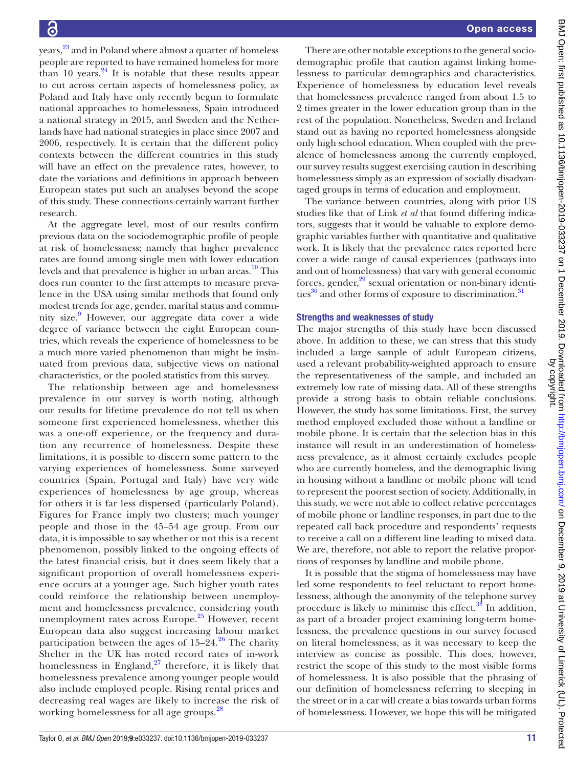years,[23] and in Poland where almost a quarter of homeless people are reported to have remained homeless for more than 10 years.[24] It is notable that these results appear to cut across certain aspects of homelessness policy, as Poland and Italy have only recently begun to formulate national approaches to homelessness, Spain introduced a national strategy in 2015, and Sweden and the Netherlands have had national strategies in place since 2007 and 2006, respectively. It is certain that the different policy contexts between the different countries in this study will have an effect on the prevalence rates, however, to date the variations and definitions in approach between European states put such an analyses beyond the scope of this study. These connections certainly warrant further research.

At the aggregate level, most of our results confirm previous data on the sociodemographic profile of people at risk of homelessness; namely that higher prevalence rates are found among single men with lower education levels and that prevalence is higher in urban areas.[10] This does run counter to the first attempts to measure prevalence in the USA using similar methods that found only modest trends for age, gender, marital status and community size.[9] However, our aggregate data cover a wide degree of variance between the eight European countries, which reveals the experience of homelessness to be a much more varied phenomenon than might be insinuated from previous data, subjective views on national characteristics, or the pooled statistics from this survey.

The relationship between age and homelessness prevalence in our survey is worth noting, although our results for lifetime prevalence do not tell us when someone first experienced homelessness, whether this was a one-off experience, or the frequency and duration any recurrence of homelessness. Despite these limitations, it is possible to discern some pattern to the varying experiences of homelessness. Some surveyed countries (Spain, Portugal and Italy) have very wide experiences of homelessness by age group, whereas for others it is far less dispersed (particularly Poland). Figures for France imply two clusters; much younger people and those in the 45–54 age group. From our data, it is impossible to say whether or not this is a recent phenomenon, possibly linked to the ongoing effects of the latest financial crisis, but it does seem likely that a significant proportion of overall homelessness experience occurs at a younger age. Such higher youth rates could reinforce the relationship between unemployment and homelessness prevalence, considering youth unemployment rates across Europe.[25] However, recent European data also suggest increasing labour market participation between the ages of 15–24.[26] The charity Shelter in the UK has noted record rates of in-work homelessness in England,[27] therefore, it is likely that homelessness prevalence among younger people would also include employed people. Rising rental prices and decreasing real wages are likely to increase the risk of working homelessness for all age groups.[28]

There are other notable exceptions to the general sociodemographic profile that caution against linking homelessness to particular demographics and characteristics. Experience of homelessness by education level reveals that homelessness prevalence ranged from about 1.5 to 2 times greater in the lower education group than in the rest of the population. Nonetheless, Sweden and Ireland stand out as having no reported homelessness alongside only high school education. When coupled with the prevalence of homelessness among the currently employed, our survey results suggest exercising caution in describing homelessness simply as an expression of socially disadvantaged groups in terms of education and employment.

The variance between countries, along with prior US studies like that of Link *et al* that found differing indicators, suggests that it would be valuable to explore demographic variables further with quantitative and qualitative work. It is likely that the prevalence rates reported here cover a wide range of causal experiences (pathways into and out of homelessness) that vary with general economic forces, gender,[29] sexual orientation or non-binary identities[30] and other forms of exposure to discrimination.[31]

## Strengths and weaknesses of study

The major strengths of this study have been discussed above. In addition to these, we can stress that this study included a large sample of adult European citizens, used a relevant probability-weighted approach to ensure the representativeness of the sample, and included an extremely low rate of missing data. All of these strengths provide a strong basis to obtain reliable conclusions. However, the study has some limitations. First, the survey method employed excluded those without a landline or mobile phone. It is certain that the selection bias in this instance will result in an underestimation of homelessness prevalence, as it almost certainly excludes people who are currently homeless, and the demographic living in housing without a landline or mobile phone will tend to represent the poorest section of society. Additionally, in this study, we were not able to collect relative percentages of mobile phone or landline responses, in part due to the repeated call back procedure and respondents' requests to receive a call on a different line leading to mixed data. We are, therefore, not able to report the relative proportions of responses by landline and mobile phone.

It is possible that the stigma of homelessness may have led some respondents to feel reluctant to report homelessness, although the anonymity of the telephone survey procedure is likely to minimise this effect.[32] In addition, as part of a broader project examining long-term homelessness, the prevalence questions in our survey focused on literal homelessness, as it was necessary to keep the interview as concise as possible. This does, however, restrict the scope of this study to the most visible forms of homelessness. It is also possible that the phrasing of our definition of homelessness referring to sleeping in the street or in a car will create a bias towards urban forms of homelessness. However, we hope this will be mitigated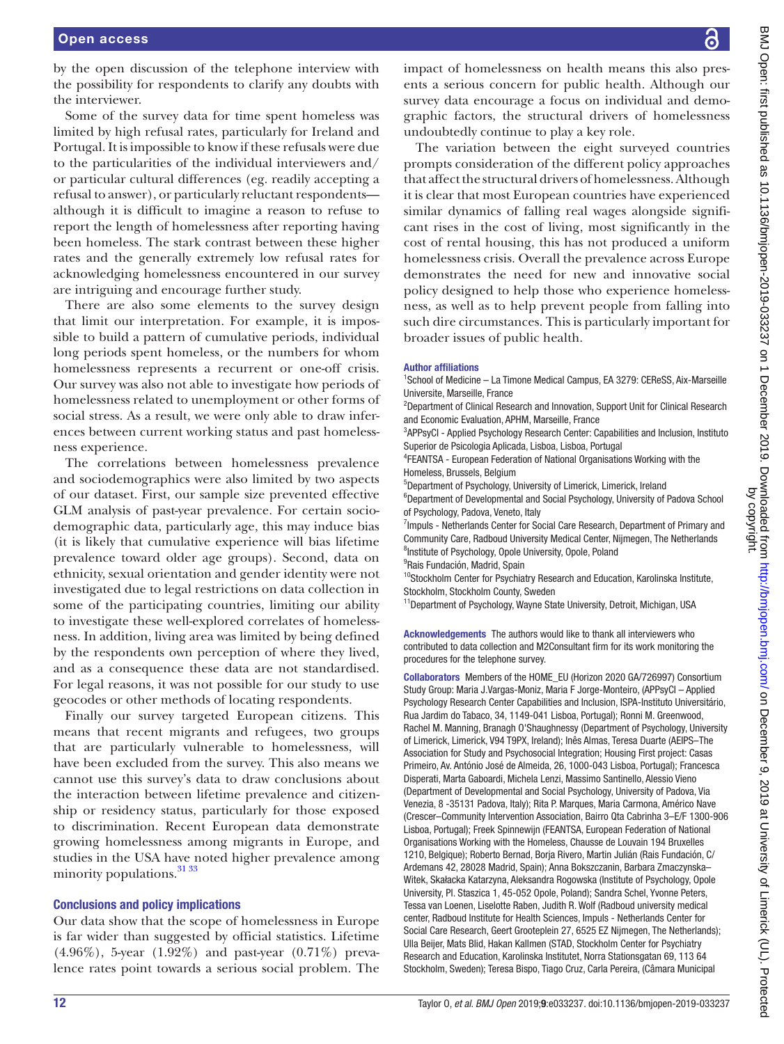by the open discussion of the telephone interview with the possibility for respondents to clarify any doubts with the interviewer.

Some of the survey data for time spent homeless was limited by high refusal rates, particularly for Ireland and Portugal. It is impossible to know if these refusals were due to the particularities of the individual interviewers and/or particular cultural differences (eg. readily accepting a refusal to answer), or particularly reluctant respondents—although it is difficult to imagine a reason to refuse to report the length of homelessness after reporting having been homeless. The stark contrast between these higher rates and the generally extremely low refusal rates for acknowledging homelessness encountered in our survey are intriguing and encourage further study.

There are also some elements to the survey design that limit our interpretation. For example, it is impossible to build a pattern of cumulative periods, individual long periods spent homeless, or the numbers for whom homelessness represents a recurrent or one-off crisis. Our survey was also not able to investigate how periods of homelessness related to unemployment or other forms of social stress. As a result, we were only able to draw inferences between current working status and past homelessness experience.

The correlations between homelessness prevalence and sociodemographics were also limited by two aspects of our dataset. First, our sample size prevented effective GLM analysis of past-year prevalence. For certain sociodemographic data, particularly age, this may induce bias (it is likely that cumulative experience will bias lifetime prevalence toward older age groups). Second, data on ethnicity, sexual orientation and gender identity were not investigated due to legal restrictions on data collection in some of the participating countries, limiting our ability to investigate these well-explored correlates of homelessness. In addition, living area was limited by being defined by the respondents own perception of where they lived, and as a consequence these data are not standardised. For legal reasons, it was not possible for our study to use geocodes or other methods of locating respondents.

Finally our survey targeted European citizens. This means that recent migrants and refugees, two groups that are particularly vulnerable to homelessness, will have been excluded from the survey. This also means we cannot use this survey's data to draw conclusions about the interaction between lifetime prevalence and citizenship or residency status, particularly for those exposed to discrimination. Recent European data demonstrate growing homelessness among migrants in Europe, and studies in the USA have noted higher prevalence among minority populations.[31 33]

## Conclusions and policy implications

Our data show that the scope of homelessness in Europe is far wider than suggested by official statistics. Lifetime (4.96%), 5-year (1.92%) and past-year (0.71%) prevalence rates point towards a serious social problem. The impact of homelessness on health means this also presents a serious concern for public health. Although our survey data encourage a focus on individual and demographic factors, the structural drivers of homelessness undoubtedly continue to play a key role.

The variation between the eight surveyed countries prompts consideration of the different policy approaches that affect the structural drivers of homelessness. Although it is clear that most European countries have experienced similar dynamics of falling real wages alongside significant rises in the cost of living, most significantly in the cost of rental housing, this has not produced a uniform homelessness crisis. Overall the prevalence across Europe demonstrates the need for new and innovative social policy designed to help those who experience homelessness, as well as to help prevent people from falling into such dire circumstances. This is particularly important for broader issues of public health.

### Author affiliations

[1]School of Medicine – La Timone Medical Campus, EA 3279: CEReSS, Aix-Marseille Universite, Marseille, France
[2]Department of Clinical Research and Innovation, Support Unit for Clinical Research and Economic Evaluation, APHM, Marseille, France
[3]APPsyCI - Applied Psychology Research Center: Capabilities and Inclusion, Instituto Superior de Psicologia Aplicada, Lisboa, Lisboa, Portugal
[4]FEANTSA - European Federation of National Organisations Working with the Homeless, Brussels, Belgium
[5]Department of Psychology, University of Limerick, Limerick, Ireland
[6]Department of Developmental and Social Psychology, University of Padova School of Psychology, Padova, Veneto, Italy
[7]Impuls - Netherlands Center for Social Care Research, Department of Primary and Community Care, Radboud University Medical Center, Nijmegen, The Netherlands
[8]Institute of Psychology, Opole University, Opole, Poland
[9]Rais Fundación, Madrid, Spain
[10]Stockholm Center for Psychiatry Research and Education, Karolinska Institute, Stockholm, Stockholm County, Sweden
[11]Department of Psychology, Wayne State University, Detroit, Michigan, USA

**Acknowledgements** The authors would like to thank all interviewers who contributed to data collection and M2Consultant firm for its work monitoring the procedures for the telephone survey.

**Collaborators** Members of the HOME_EU (Horizon 2020 GA/726997) Consortium Study Group: Maria J.Vargas-Moniz, Maria F Jorge-Monteiro, (APPsyCI – Applied Psychology Research Center Capabilities and Inclusion, ISPA-Instituto Universitário, Rua Jardim do Tabaco, 34, 1149-041 Lisboa, Portugal); Ronni M. Greenwood, Rachel M. Manning, Branagh O'Shaughnessy (Department of Psychology, University of Limerick, Limerick, V94 T9PX, Ireland); Inês Almas, Teresa Duarte (AEIPS–The Association for Study and Psychosocial Integration; Housing First project: Casas Primeiro, Av. António José de Almeida, 26, 1000-043 Lisboa, Portugal); Francesca Disperati, Marta Gaboardi, Michela Lenzi, Massimo Santinello, Alessio Vieno (Department of Developmental and Social Psychology, University of Padova, Via Venezia, 8 -35131 Padova, Italy); Rita P. Marques, Maria Carmona, Américo Nave (Crescer–Community Intervention Association, Bairro Qta Cabrinha 3–E/F 1300-906 Lisboa, Portugal); Freek Spinnewijn (FEANTSA, European Federation of National Organisations Working with the Homeless, Chausse de Louvain 194 Bruxelles 1210, Belgique); Roberto Bernad, Borja Rivero, Martin Julián (Rais Fundación, C/ Ardemans 42, 28028 Madrid, Spain); Anna Bokszczanin, Barbara Zmaczynska–Witek, Skałacka Katarzyna, Aleksandra Rogowska (Institute of Psychology, Opole University, Pl. Staszica 1, 45-052 Opole, Poland); Sandra Schel, Yvonne Peters, Tessa van Loenen, Liselotte Raben, Judith R. Wolf (Radboud university medical center, Radboud Institute for Health Sciences, Impuls - Netherlands Center for Social Care Research, Geert Grooteplein 27, 6525 EZ Nijmegen, The Netherlands); Ulla Beijer, Mats Blid, Hakan Kallmen (STAD, Stockholm Center for Psychiatry Research and Education, Karolinska Institutet, Norra Stationsgatan 69, 113 64 Stockholm, Sweden); Teresa Bispo, Tiago Cruz, Carla Pereira, (Câmara Municipal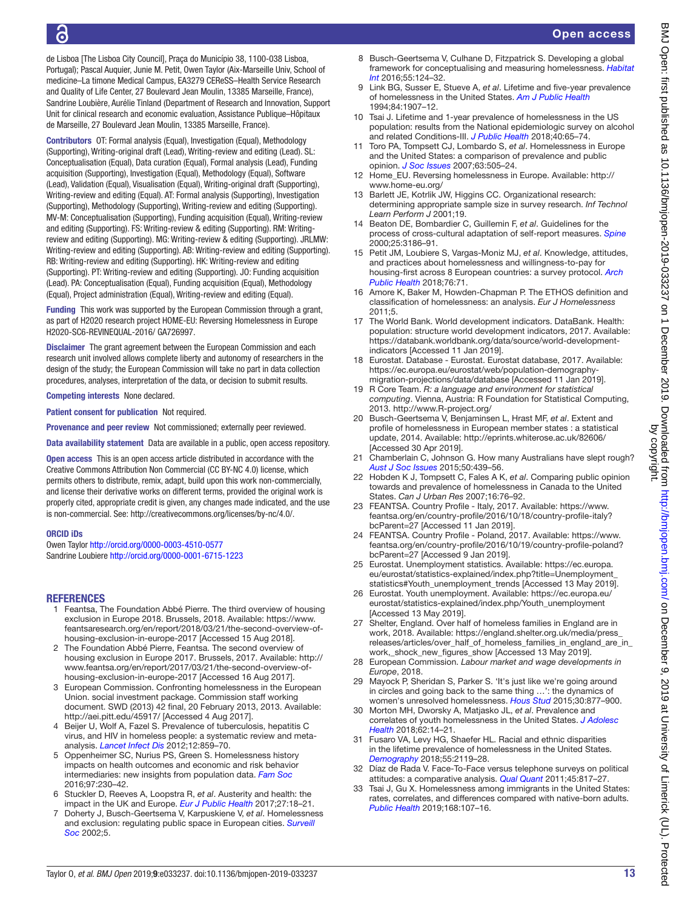de Lisboa [The Lisboa City Council], Praça do Município 38, 1100-038 Lisboa, Portugal); Pascal Auquier, Junie M. Petit, Owen Taylor (Aix-Marseille Univ, School of medicine–La timone Medical Campus, EA3279 CEReSS–Health Service Research and Quality of Life Center, 27 Boulevard Jean Moulin, 13385 Marseille, France), Sandrine Loubière, Aurélie Tinland (Department of Research and Innovation, Support Unit for clinical research and economic evaluation, Assistance Publique–Hôpitaux de Marseille, 27 Boulevard Jean Moulin, 13385 Marseille, France).

**Contributors** OT: Formal analysis (Equal), Investigation (Equal), Methodology (Supporting), Writing-original draft (Lead), Writing-review and editing (Lead). SL: Conceptualisation (Equal), Data curation (Equal), Formal analysis (Lead), Funding acquisition (Supporting), Investigation (Equal), Methodology (Equal), Software (Lead), Validation (Equal), Visualisation (Equal), Writing-original draft (Supporting), Writing-review and editing (Equal). AT: Formal analysis (Supporting), Investigation (Supporting), Methodology (Supporting), Writing-review and editing (Supporting). MV-M: Conceptualisation (Supporting), Funding acquisition (Equal), Writing-review and editing (Supporting). FS: Writing-review & editing (Supporting). RM: Writing-review and editing (Supporting). MG: Writing-review & editing (Supporting). JRLMW: Writing-review and editing (Supporting). AB: Writing-review and editing (Supporting). RB: Writing-review and editing (Supporting). HK: Writing-review and editing (Supporting). PT: Writing-review and editing (Supporting). JO: Funding acquisition (Lead). PA: Conceptualisation (Equal), Funding acquisition (Equal), Methodology (Equal), Project administration (Equal), Writing-review and editing (Equal).

**Funding** This work was supported by the European Commission through a grant, as part of H2020 research project HOME-EU: Reversing Homelessness in Europe H2020-SC6-REVINEQUAL-2016/ GA726997.

**Disclaimer** The grant agreement between the European Commission and each research unit involved allows complete liberty and autonomy of researchers in the design of the study; the European Commission will take no part in data collection procedures, analyses, interpretation of the data, or decision to submit results.

**Competing interests** None declared.

**Patient consent for publication** Not required.

**Provenance and peer review** Not commissioned; externally peer reviewed.

**Data availability statement** Data are available in a public, open access repository.

**Open access** This is an open access article distributed in accordance with the Creative Commons Attribution Non Commercial (CC BY-NC 4.0) license, which permits others to distribute, remix, adapt, build upon this work non-commercially, and license their derivative works on different terms, provided the original work is properly cited, appropriate credit is given, any changes made indicated, and the use is non-commercial. See: http://creativecommons.org/licenses/by-nc/4.0/.

**ORCID iDs**

Owen Taylor http://orcid.org/0000-0003-4510-0577
Sandrine Loubiere http://orcid.org/0000-0001-6715-1223

## REFERENCES

1. Feantsa, The Foundation Abbé Pierre. The third overview of housing exclusion in Europe 2018. Brussels, 2018. Available: https://www.feantsaresearch.org/en/report/2018/03/21/the-second-overview-of-housing-exclusion-in-europe-2017 [Accessed 15 Aug 2018].
2. The Foundation Abbé Pierre, Feantsa. The second overview of housing exclusion in Europe 2017. Brussels, 2017. Available: http://www.feantsa.org/en/report/2017/03/21/the-second-overview-of-housing-exclusion-in-europe-2017 [Accessed 16 Aug 2017].
3. European Commission. Confronting homelessness in the European Union. social investment package. Commission staff working document. SWD (2013) 42 final, 20 February 2013, 2013. Available: http://aei.pitt.edu/45917/ [Accessed 4 Aug 2017].
4. Beijer U, Wolf A, Fazel S. Prevalence of tuberculosis, hepatitis C virus, and HIV in homeless people: a systematic review and meta-analysis. *Lancet Infect Dis* 2012;12:859–70.
5. Oppenheimer SC, Nurius PS, Green S. Homelessness history impacts on health outcomes and economic and risk behavior intermediaries: new insights from population data. *Fam Soc* 2016;97:230–42.
6. Stuckler D, Reeves A, Loopstra R, *et al*. Austerity and health: the impact in the UK and Europe. *Eur J Public Health* 2017;27:18–21.
7. Doherty J, Busch-Geertsema V, Karpuskiene V, *et al*. Homelessness and exclusion: regulating public space in European cities. *Surveill Soc* 2002;5.
8. Busch-Geertsema V, Culhane D, Fitzpatrick S. Developing a global framework for conceptualising and measuring homelessness. *Habitat Int* 2016;55:124–32.
9. Link BG, Susser E, Stueve A, *et al*. Lifetime and five-year prevalence of homelessness in the United States. *Am J Public Health* 1994;84:1907–12.
10. Tsai J. Lifetime and 1-year prevalence of homelessness in the US population: results from the National epidemiologic survey on alcohol and related Conditions-III. *J Public Health* 2018;40:65–74.
11. Toro PA, Tompsett CJ, Lombardo S, *et al*. Homelessness in Europe and the United States: a comparison of prevalence and public opinion. *J Soc Issues* 2007;63:505–24.
12. Home_EU. Reversing homelessness in Europe. Available: http://www.home-eu.org/
13. Barlett JE, Kotrlik JW, Higgins CC. Organizational research: determining appropriate sample size in survey research. *Inf Technol Learn Perform J* 2001;19.
14. Beaton DE, Bombardier C, Guillemin F, *et al*. Guidelines for the process of cross-cultural adaptation of self-report measures. *Spine* 2000;25:3186–91.
15. Petit JM, Loubiere S, Vargas-Moniz MJ, *et al*. Knowledge, attitudes, and practices about homelessness and willingness-to-pay for housing-first across 8 European countries: a survey protocol. *Arch Public Health* 2018;76:71.
16. Amore K, Baker M, Howden-Chapman P. The ETHOS definition and classification of homelessness: an analysis. *Eur J Homelessness* 2011;5.
17. The World Bank. World development indicators. DataBank. Health: population: structure world development indicators, 2017. Available: https://databank.worldbank.org/data/source/world-development-indicators [Accessed 11 Jan 2019].
18. Eurostat. Database - Eurostat. Eurostat database, 2017. Available: https://ec.europa.eu/eurostat/web/population-demography-migration-projections/data/database [Accessed 11 Jan 2019].
19. R Core Team. *R: a language and environment for statistical computing*. Vienna, Austria: R Foundation for Statistical Computing, 2013. http://www.R-project.org/
20. Busch-Geertsema V, Benjaminsen L, Hrast MF, *et al*. Extent and profile of homelessness in European member states : a statistical update, 2014. Available: http://eprints.whiterose.ac.uk/82606/ [Accessed 30 Apr 2019].
21. Chamberlain C, Johnson G. How many Australians have slept rough? *Aust J Soc Issues* 2015;50:439–56.
22. Hobden K J, Tompsett C, Fales A K, *et al*. Comparing public opinion towards and prevalence of homelessness in Canada to the United States. *Can J Urban Res* 2007;16:76–92.
23. FEANTSA. Country Profile - Italy, 2017. Available: https://www.feantsa.org/en/country-profile/2016/10/18/country-profile-italy?bcParent=27 [Accessed 11 Jan 2019].
24. FEANTSA. Country Profile - Poland, 2017. Available: https://www.feantsa.org/en/country-profile/2016/10/19/country-profile-poland?bcParent=27 [Accessed 9 Jan 2019].
25. Eurostat. Unemployment statistics. Available: https://ec.europa.eu/eurostat/statistics-explained/index.php?title=Unemployment_statistics#Youth_unemployment_trends [Accessed 13 May 2019].
26. Eurostat. Youth unemployment. Available: https://ec.europa.eu/eurostat/statistics-explained/index.php/Youth_unemployment [Accessed 13 May 2019].
27. Shelter, England. Over half of homeless families in England are in work, 2018. Available: https://england.shelter.org.uk/media/press_releases/articles/over_half_of_homeless_families_in_england_are_in_work,_shock_new_figures_show [Accessed 13 May 2019].
28. European Commission. *Labour market and wage developments in Europe*, 2018.
29. Mayock P, Sheridan S, Parker S. 'It's just like we're going around in circles and going back to the same thing …': the dynamics of women's unresolved homelessness. *Hous Stud* 2015;30:877–900.
30. Morton MH, Dworsky A, Matjasko JL, *et al*. Prevalence and correlates of youth homelessness in the United States. *J Adolesc Health* 2018;62:14–21.
31. Fusaro VA, Levy HG, Shaefer HL. Racial and ethnic disparities in the lifetime prevalence of homelessness in the United States. *Demography* 2018;55:2119–28.
32. Díaz de Rada V. Face-To-Face versus telephone surveys on political attitudes: a comparative analysis. *Qual Quant* 2011;45:817–27.
33. Tsai J, Gu X. Homelessness among immigrants in the United States: rates, correlates, and differences compared with native-born adults. *Public Health* 2019;168:107–16.